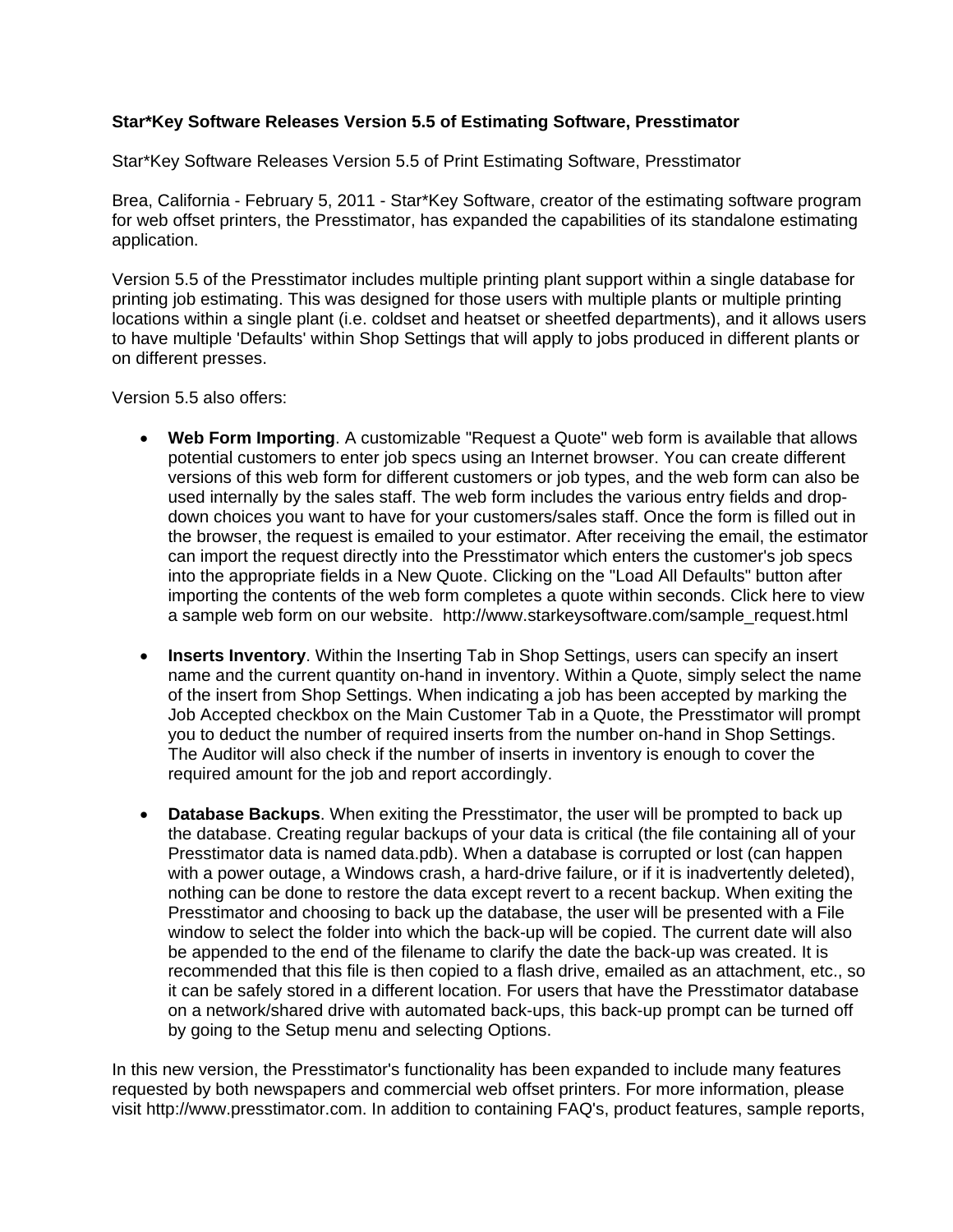**Star*Key Software Releases Version 5.5 of Estimating Software, Presstimator**

Star*Key Software Releases Version 5.5 of Print Estimating Software, Presstimator

Brea, California - February 5, 2011 - Star*Key Software, creator of the estimating software program for web offset printers, the Presstimator, has expanded the capabilities of its standalone estimating application.

Version 5.5 of the Presstimator includes multiple printing plant support within a single database for printing job estimating. This was designed for those users with multiple plants or multiple printing locations within a single plant (i.e. coldset and heatset or sheetfed departments), and it allows users to have multiple 'Defaults' within Shop Settings that will apply to jobs produced in different plants or on different presses.

Version 5.5 also offers:

- **Web Form Importing**. A customizable "Request a Quote" web form is available that allows potential customers to enter job specs using an Internet browser. You can create different versions of this web form for different customers or job types, and the web form can also be used internally by the sales staff. The web form includes the various entry fields and drop-down choices you want to have for your customers/sales staff. Once the form is filled out in the browser, the request is emailed to your estimator. After receiving the email, the estimator can import the request directly into the Presstimator which enters the customer's job specs into the appropriate fields in a New Quote. Clicking on the "Load All Defaults" button after importing the contents of the web form completes a quote within seconds. Click here to view a sample web form on our website. http://www.starkeysoftware.com/sample_request.html

- **Inserts Inventory**. Within the Inserting Tab in Shop Settings, users can specify an insert name and the current quantity on-hand in inventory. Within a Quote, simply select the name of the insert from Shop Settings. When indicating a job has been accepted by marking the Job Accepted checkbox on the Main Customer Tab in a Quote, the Presstimator will prompt you to deduct the number of required inserts from the number on-hand in Shop Settings. The Auditor will also check if the number of inserts in inventory is enough to cover the required amount for the job and report accordingly.

- **Database Backups**. When exiting the Presstimator, the user will be prompted to back up the database. Creating regular backups of your data is critical (the file containing all of your Presstimator data is named data.pdb). When a database is corrupted or lost (can happen with a power outage, a Windows crash, a hard-drive failure, or if it is inadvertently deleted), nothing can be done to restore the data except revert to a recent backup. When exiting the Presstimator and choosing to back up the database, the user will be presented with a File window to select the folder into which the back-up will be copied. The current date will also be appended to the end of the filename to clarify the date the back-up was created. It is recommended that this file is then copied to a flash drive, emailed as an attachment, etc., so it can be safely stored in a different location. For users that have the Presstimator database on a network/shared drive with automated back-ups, this back-up prompt can be turned off by going to the Setup menu and selecting Options.

In this new version, the Presstimator's functionality has been expanded to include many features requested by both newspapers and commercial web offset printers. For more information, please visit http://www.presstimator.com. In addition to containing FAQ's, product features, sample reports,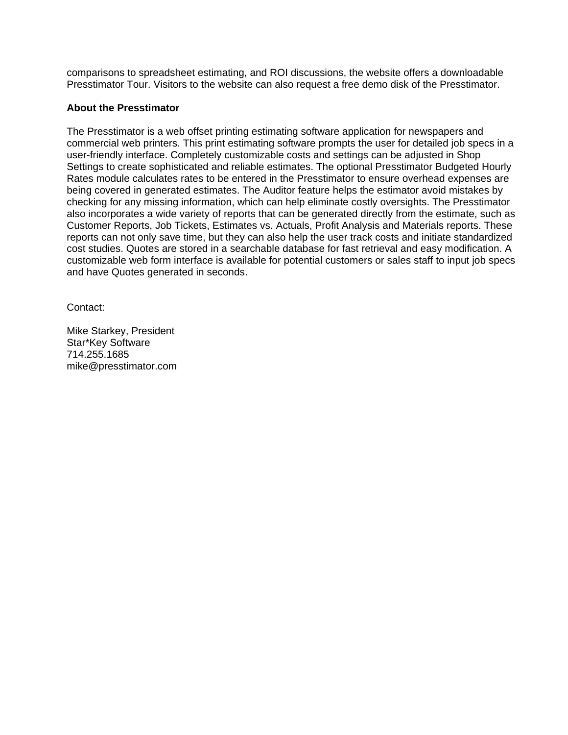comparisons to spreadsheet estimating, and ROI discussions, the website offers a downloadable Presstimator Tour. Visitors to the website can also request a free demo disk of the Presstimator.

**About the Presstimator**

The Presstimator is a web offset printing estimating software application for newspapers and commercial web printers. This print estimating software prompts the user for detailed job specs in a user-friendly interface. Completely customizable costs and settings can be adjusted in Shop Settings to create sophisticated and reliable estimates. The optional Presstimator Budgeted Hourly Rates module calculates rates to be entered in the Presstimator to ensure overhead expenses are being covered in generated estimates. The Auditor feature helps the estimator avoid mistakes by checking for any missing information, which can help eliminate costly oversights. The Presstimator also incorporates a wide variety of reports that can be generated directly from the estimate, such as Customer Reports, Job Tickets, Estimates vs. Actuals, Profit Analysis and Materials reports. These reports can not only save time, but they can also help the user track costs and initiate standardized cost studies. Quotes are stored in a searchable database for fast retrieval and easy modification. A customizable web form interface is available for potential customers or sales staff to input job specs and have Quotes generated in seconds.

Contact:

Mike Starkey, President
Star*Key Software
714.255.1685
mike@presstimator.com